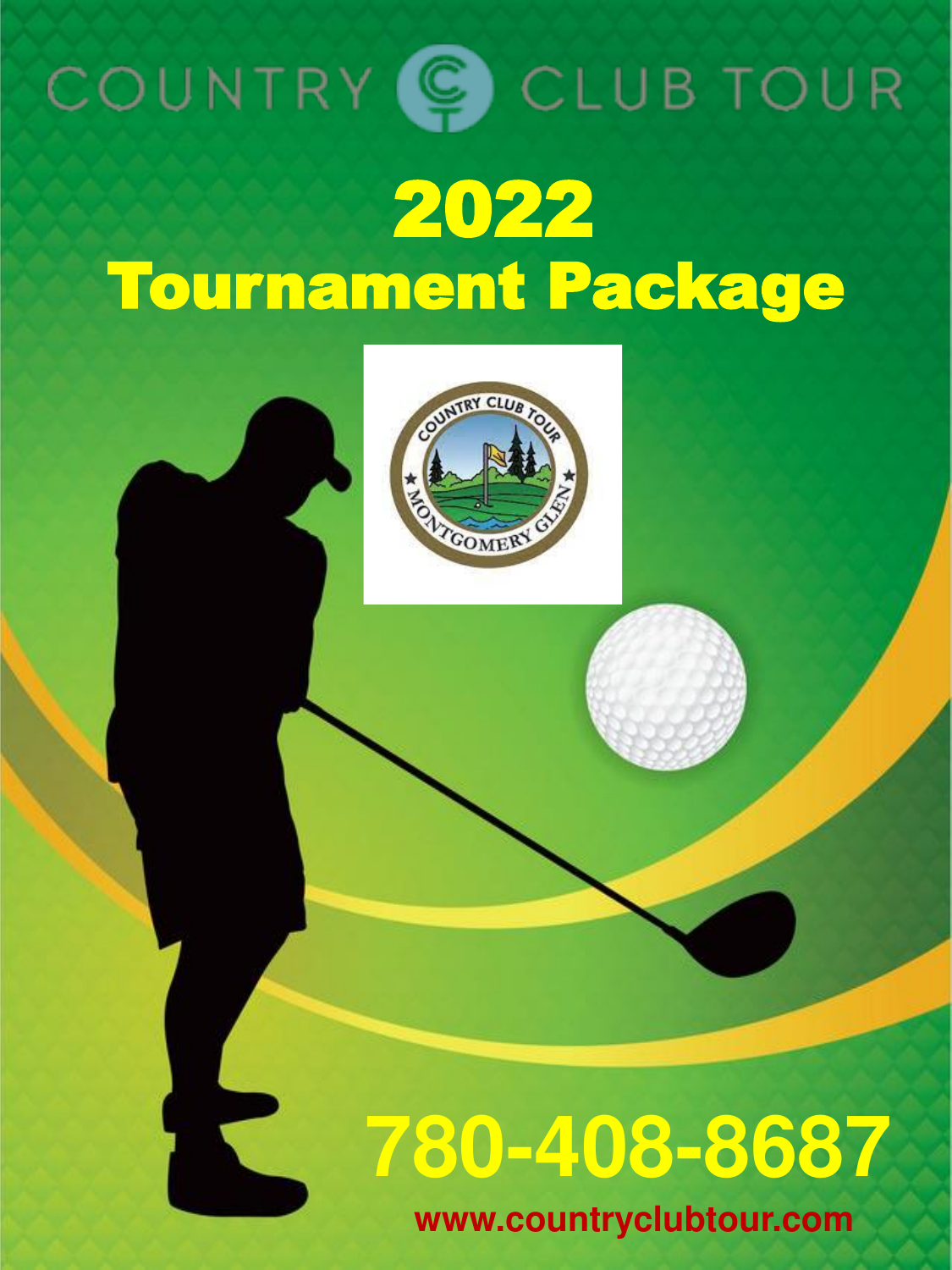COUNTRY CLUB TOUR

# 2022
# Tournament Package

COUNTRY CLUB TOUR
MONTGOMERY GLEN

**780-408-8687**

**www.countryclubtour.com**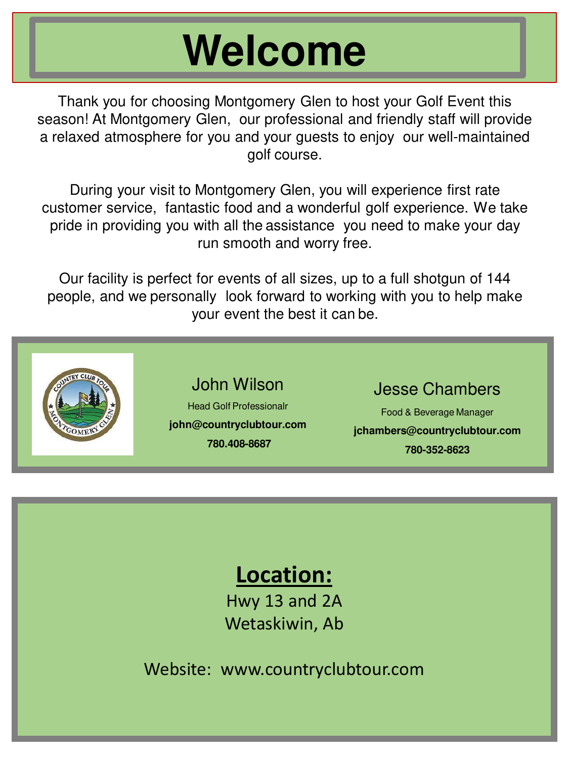# Welcome

Thank you for choosing Montgomery Glen to host your Golf Event this season! At Montgomery Glen, our professional and friendly staff will provide a relaxed atmosphere for you and your guests to enjoy our well-maintained golf course.

During your visit to Montgomery Glen, you will experience first rate customer service, fantastic food and a wonderful golf experience. We take pride in providing you with all the assistance you need to make your day run smooth and worry free.

Our facility is perfect for events of all sizes, up to a full shotgun of 144 people, and we personally look forward to working with you to help make your event the best it can be.

John Wilson
Head Golf Professionalr
**john@countryclubtour.com**
**780.408-8687**

Jesse Chambers
Food & Beverage Manager
**jchambers@countryclubtour.com**
**780-352-8623**

## Location:

Hwy 13 and 2A
Wetaskiwin, Ab

Website: www.countryclubtour.com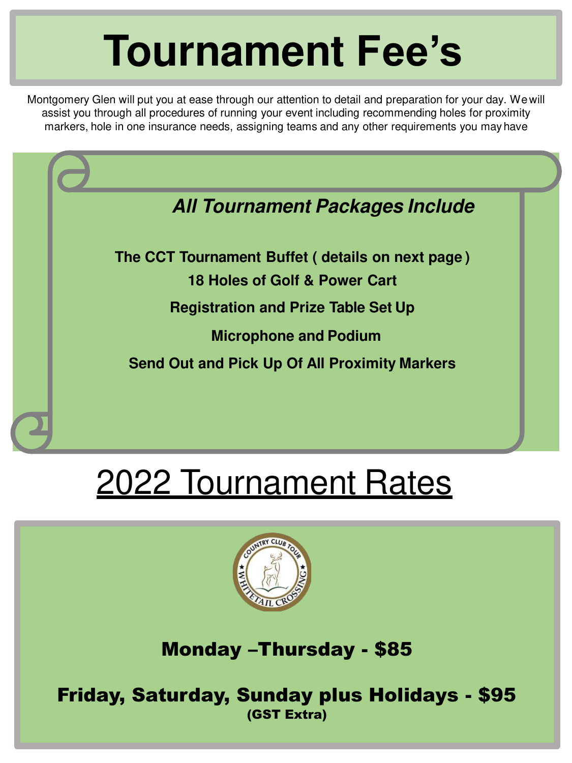# Tournament Fee's

Montgomery Glen will put you at ease through our attention to detail and preparation for your day. We will assist you through all procedures of running your event including recommending holes for proximity markers, hole in one insurance needs, assigning teams and any other requirements you may have

***All Tournament Packages Include***

**The CCT Tournament Buffet ( details on next page )**

**18 Holes of Golf & Power Cart**

**Registration and Prize Table Set Up**

**Microphone and Podium**

**Send Out and Pick Up Of All Proximity Markers**

## 2022 Tournament Rates

**Monday –Thursday - $85**

**Friday, Saturday, Sunday plus Holidays - $95**

**(GST Extra)**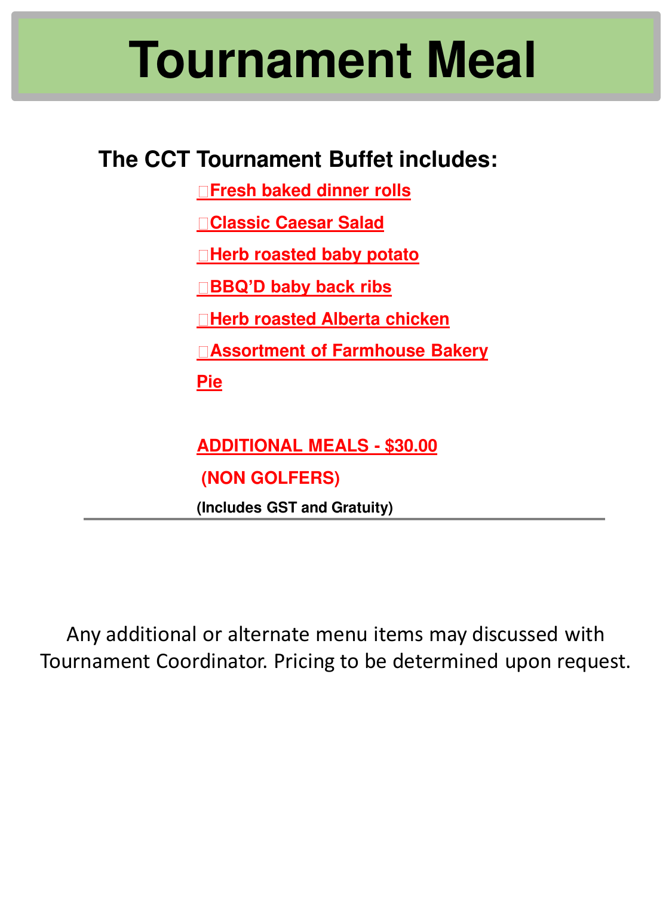# Tournament Meal

## The CCT Tournament Buffet includes:

- Fresh baked dinner rolls
- Classic Caesar Salad
- Herb roasted baby potato
- BBQ'D baby back ribs
- Herb roasted Alberta chicken
- Assortment of Farmhouse Bakery Pie

**ADDITIONAL MEALS - $30.00**

**(NON GOLFERS)**

**(Includes GST and Gratuity)**

---

Any additional or alternate menu items may discussed with Tournament Coordinator. Pricing to be determined upon request.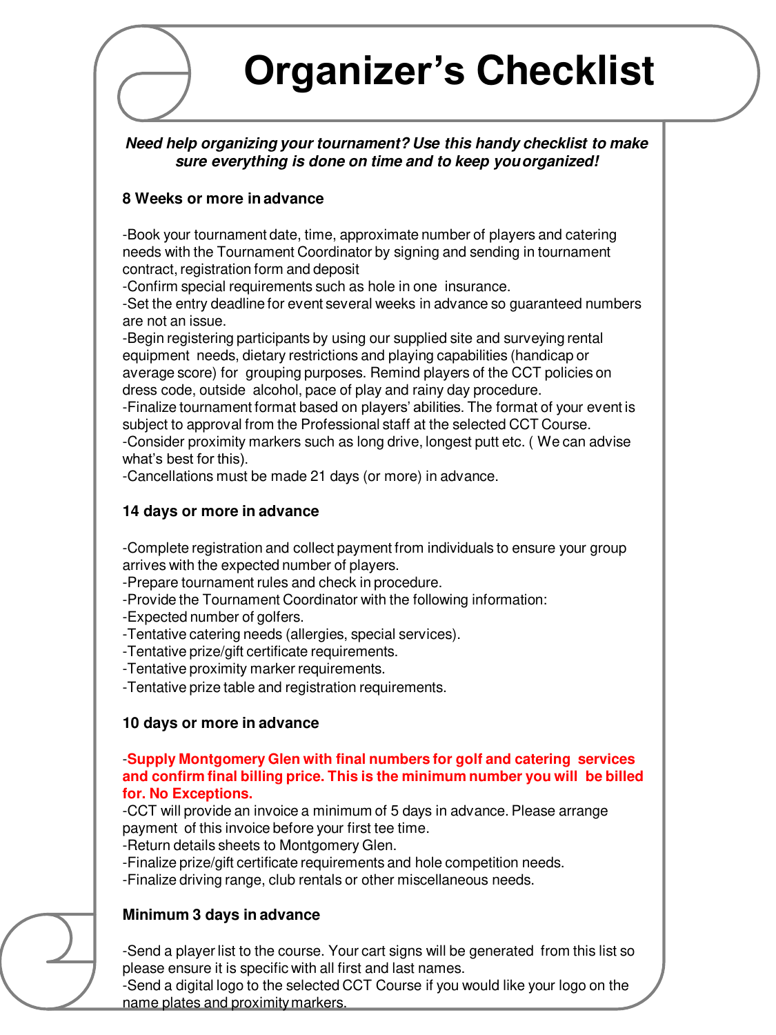# Organizer's Checklist

***Need help organizing your tournament? Use this handy checklist to make sure everything is done on time and to keep you organized!***

**8 Weeks or more in advance**

-Book your tournament date, time, approximate number of players and catering needs with the Tournament Coordinator by signing and sending in tournament contract, registration form and deposit
-Confirm special requirements such as hole in one insurance.
-Set the entry deadline for event several weeks in advance so guaranteed numbers are not an issue.
-Begin registering participants by using our supplied site and surveying rental equipment needs, dietary restrictions and playing capabilities (handicap or average score) for grouping purposes. Remind players of the CCT policies on dress code, outside alcohol, pace of play and rainy day procedure.
-Finalize tournament format based on players' abilities. The format of your event is subject to approval from the Professional staff at the selected CCT Course.
-Consider proximity markers such as long drive, longest putt etc. ( We can advise what's best for this).
-Cancellations must be made 21 days (or more) in advance.

**14 days or more in advance**

-Complete registration and collect payment from individuals to ensure your group arrives with the expected number of players.
-Prepare tournament rules and check in procedure.
-Provide the Tournament Coordinator with the following information:
-Expected number of golfers.
-Tentative catering needs (allergies, special services).
-Tentative prize/gift certificate requirements.
-Tentative proximity marker requirements.
-Tentative prize table and registration requirements.

**10 days or more in advance**

-**Supply Montgomery Glen with final numbers for golf and catering services and confirm final billing price. This is the minimum number you will be billed for. No Exceptions.**
-CCT will provide an invoice a minimum of 5 days in advance. Please arrange payment of this invoice before your first tee time.
-Return details sheets to Montgomery Glen.
-Finalize prize/gift certificate requirements and hole competition needs.
-Finalize driving range, club rentals or other miscellaneous needs.

**Minimum 3 days in advance**

-Send a player list to the course. Your cart signs will be generated from this list so please ensure it is specific with all first and last names.
-Send a digital logo to the selected CCT Course if you would like your logo on the name plates and proximity markers.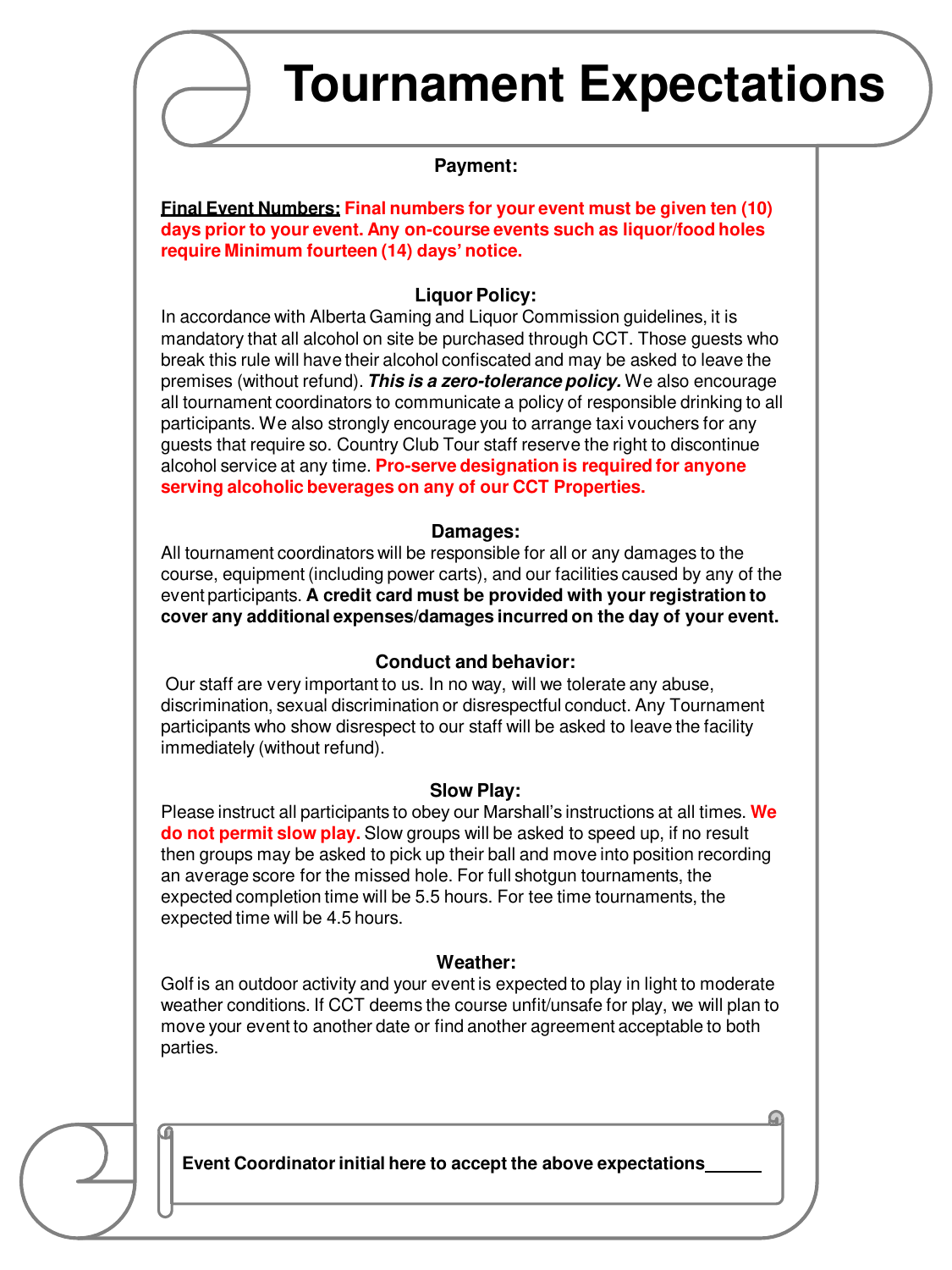# Tournament Expectations

### Payment:

__Final Event Numbers:__ **Final numbers for your event must be given ten (10) days prior to your event. Any on-course events such as liquor/food holes require Minimum fourteen (14) days' notice.**

### Liquor Policy:

In accordance with Alberta Gaming and Liquor Commission guidelines, it is mandatory that all alcohol on site be purchased through CCT. Those guests who break this rule will have their alcohol confiscated and may be asked to leave the premises (without refund). ***This is a zero-tolerance policy.*** We also encourage all tournament coordinators to communicate a policy of responsible drinking to all participants. We also strongly encourage you to arrange taxi vouchers for any guests that require so. Country Club Tour staff reserve the right to discontinue alcohol service at any time. **Pro-serve designation is required for anyone serving alcoholic beverages on any of our CCT Properties.**

### Damages:

All tournament coordinators will be responsible for all or any damages to the course, equipment (including power carts), and our facilities caused by any of the event participants. **A credit card must be provided with your registration to cover any additional expenses/damages incurred on the day of your event.**

### Conduct and behavior:

Our staff are very important to us. In no way, will we tolerate any abuse, discrimination, sexual discrimination or disrespectful conduct. Any Tournament participants who show disrespect to our staff will be asked to leave the facility immediately (without refund).

### Slow Play:

Please instruct all participants to obey our Marshall's instructions at all times. **We do not permit slow play.** Slow groups will be asked to speed up, if no result then groups may be asked to pick up their ball and move into position recording an average score for the missed hole. For full shotgun tournaments, the expected completion time will be 5.5 hours. For tee time tournaments, the expected time will be 4.5 hours.

### Weather:

Golf is an outdoor activity and your event is expected to play in light to moderate weather conditions. If CCT deems the course unfit/unsafe for play, we will plan to move your event to another date or find another agreement acceptable to both parties.

**Event Coordinator initial here to accept the above expectations______**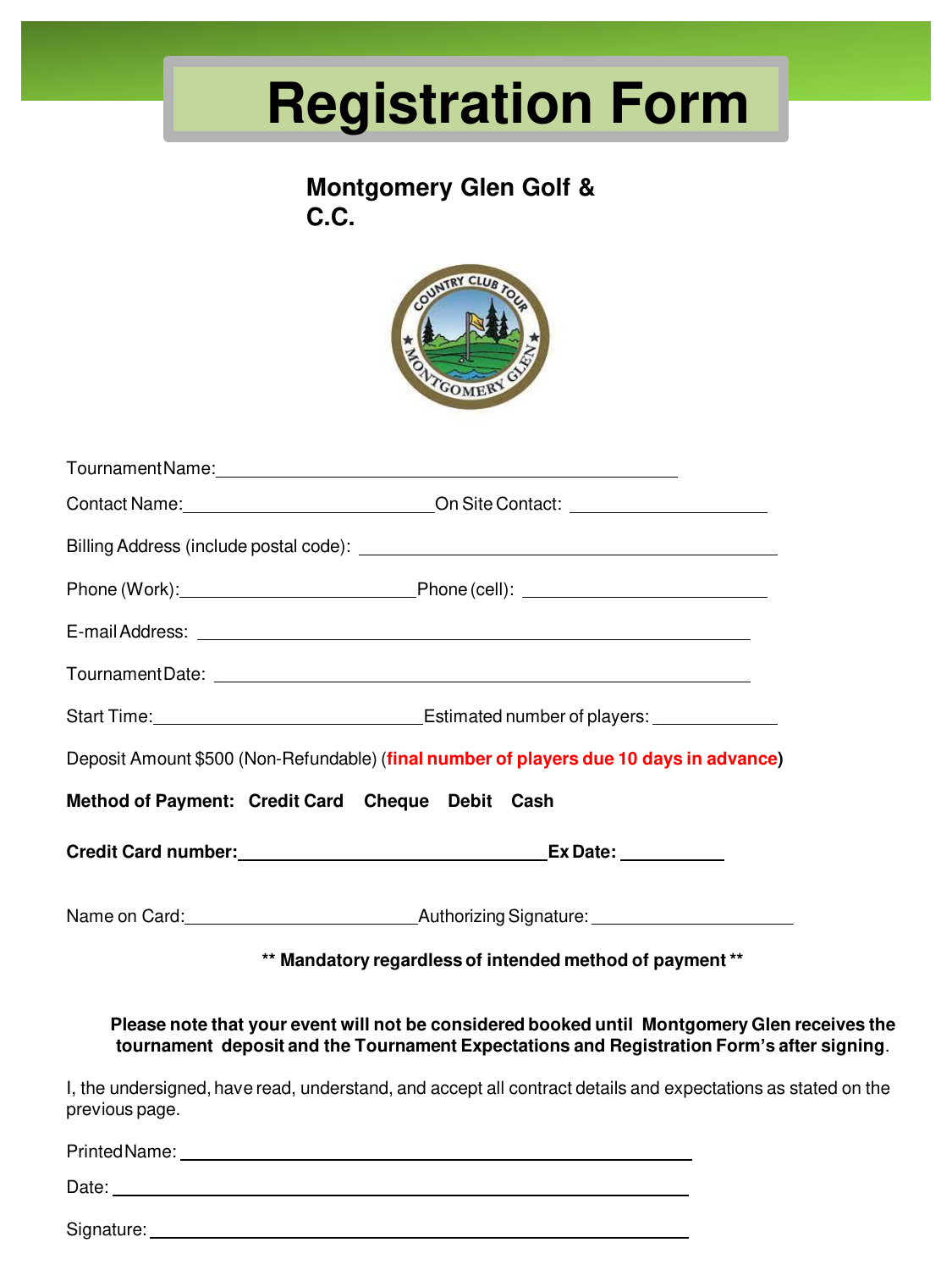# Registration Form

**Montgomery Glen Golf & C.C.**

Tournament Name: ____________________________________________

Contact Name: ________________________ On Site Contact: ____________________

Billing Address (include postal code): ________________________________________

Phone (Work): _______________________ Phone (cell): _________________________

E-mail Address: ______________________________________________________

Tournament Date: ______________________________________________________

Start Time: ___________________________ Estimated number of players: ___________

Deposit Amount $500 (Non-Refundable) (**final number of players due 10 days in advance**)

**Method of Payment: Credit Card Cheque Debit Cash**

**Credit Card number: ______________________________ Ex Date: __________**

Name on Card: _______________________ Authorizing Signature: ____________________

**** Mandatory regardless of intended method of payment ****

**Please note that your event will not be considered booked until Montgomery Glen receives the tournament deposit and the Tournament Expectations and Registration Form's after signing.**

I, the undersigned, have read, understand, and accept all contract details and expectations as stated on the previous page.

Printed Name: _______________________________________________

Date: _______________________________________________

Signature: _______________________________________________